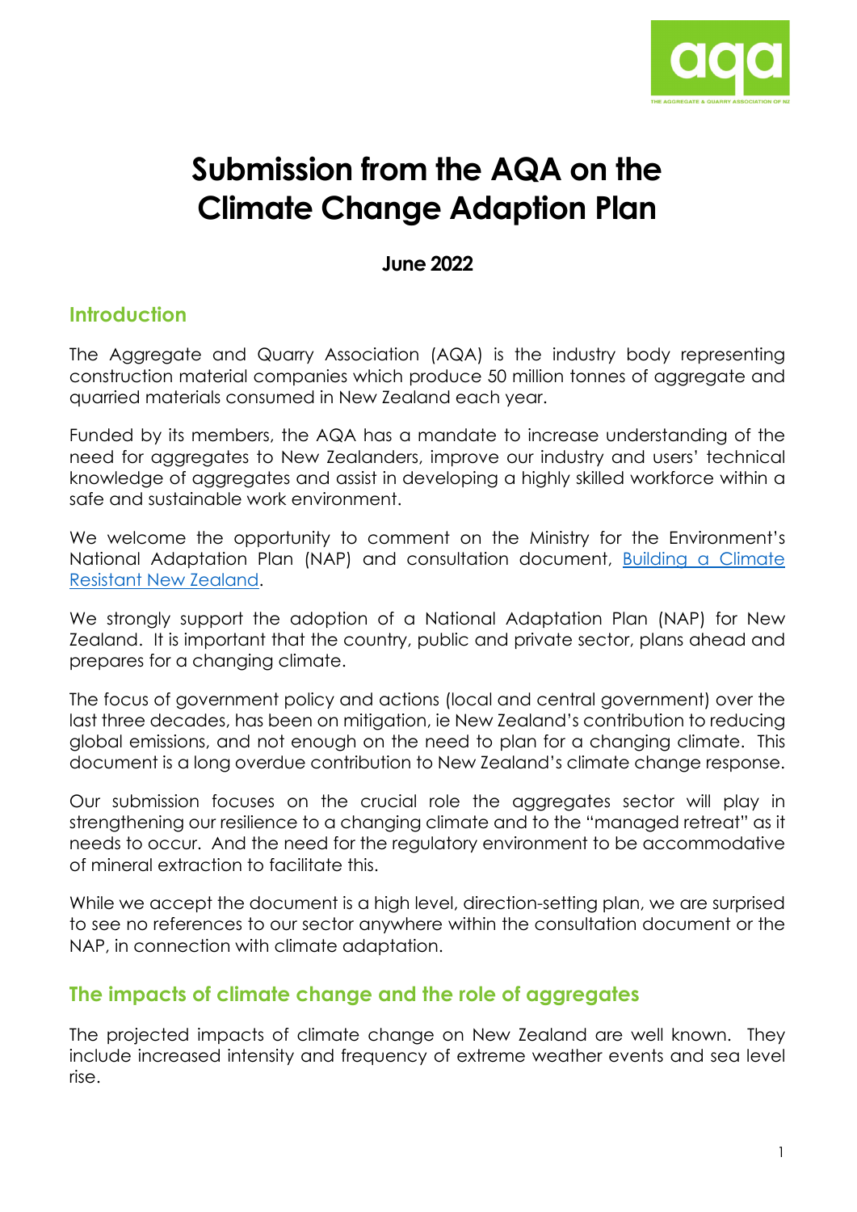# Submission from the AQA on the Climate Change Adaption Plan

**June 2022**

## Introduction

The Aggregate and Quarry Association (AQA) is the industry body representing construction material companies which produce 50 million tonnes of aggregate and quarried materials consumed in New Zealand each year.

Funded by its members, the AQA has a mandate to increase understanding of the need for aggregates to New Zealanders, improve our industry and users' technical knowledge of aggregates and assist in developing a highly skilled workforce within a safe and sustainable work environment.

We welcome the opportunity to comment on the Ministry for the Environment's National Adaptation Plan (NAP) and consultation document, [Building a Climate Resistant New Zealand](#).

We strongly support the adoption of a National Adaptation Plan (NAP) for New Zealand. It is important that the country, public and private sector, plans ahead and prepares for a changing climate.

The focus of government policy and actions (local and central government) over the last three decades, has been on mitigation, ie New Zealand's contribution to reducing global emissions, and not enough on the need to plan for a changing climate. This document is a long overdue contribution to New Zealand's climate change response.

Our submission focuses on the crucial role the aggregates sector will play in strengthening our resilience to a changing climate and to the "managed retreat" as it needs to occur. And the need for the regulatory environment to be accommodative of mineral extraction to facilitate this.

While we accept the document is a high level, direction-setting plan, we are surprised to see no references to our sector anywhere within the consultation document or the NAP, in connection with climate adaptation.

## The impacts of climate change and the role of aggregates

The projected impacts of climate change on New Zealand are well known. They include increased intensity and frequency of extreme weather events and sea level rise.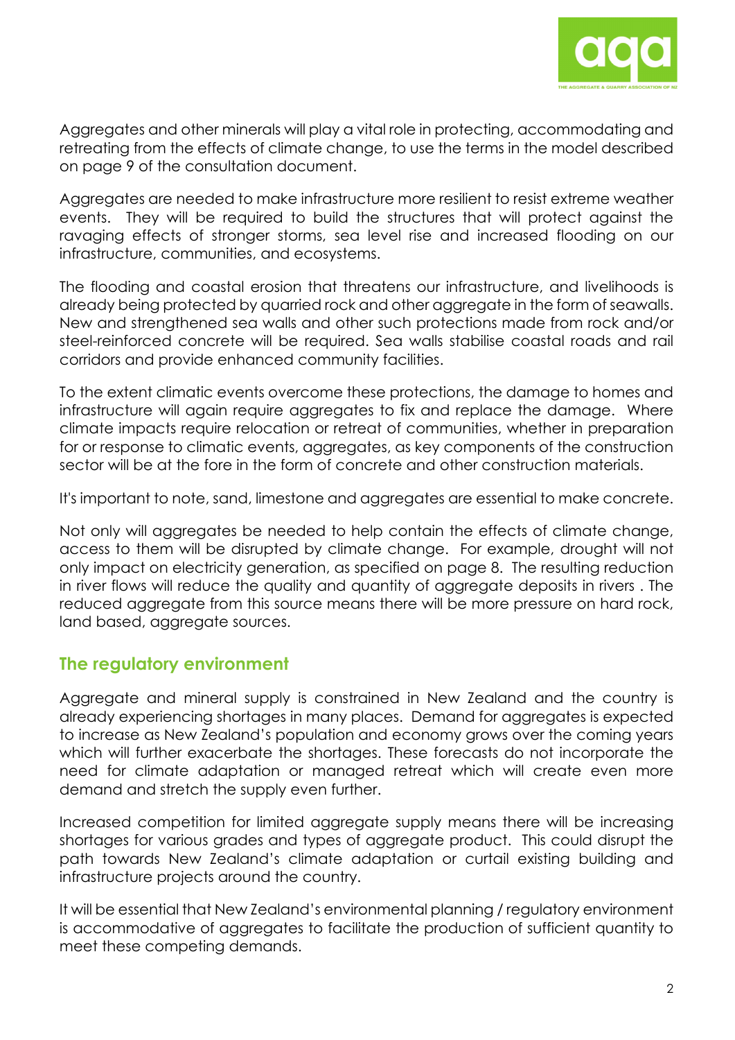Aggregates and other minerals will play a vital role in protecting, accommodating and retreating from the effects of climate change, to use the terms in the model described on page 9 of the consultation document.

Aggregates are needed to make infrastructure more resilient to resist extreme weather events. They will be required to build the structures that will protect against the ravaging effects of stronger storms, sea level rise and increased flooding on our infrastructure, communities, and ecosystems.

The flooding and coastal erosion that threatens our infrastructure, and livelihoods is already being protected by quarried rock and other aggregate in the form of seawalls. New and strengthened sea walls and other such protections made from rock and/or steel-reinforced concrete will be required. Sea walls stabilise coastal roads and rail corridors and provide enhanced community facilities.

To the extent climatic events overcome these protections, the damage to homes and infrastructure will again require aggregates to fix and replace the damage. Where climate impacts require relocation or retreat of communities, whether in preparation for or response to climatic events, aggregates, as key components of the construction sector will be at the fore in the form of concrete and other construction materials.

It's important to note, sand, limestone and aggregates are essential to make concrete.

Not only will aggregates be needed to help contain the effects of climate change, access to them will be disrupted by climate change. For example, drought will not only impact on electricity generation, as specified on page 8. The resulting reduction in river flows will reduce the quality and quantity of aggregate deposits in rivers . The reduced aggregate from this source means there will be more pressure on hard rock, land based, aggregate sources.

## The regulatory environment

Aggregate and mineral supply is constrained in New Zealand and the country is already experiencing shortages in many places. Demand for aggregates is expected to increase as New Zealand's population and economy grows over the coming years which will further exacerbate the shortages. These forecasts do not incorporate the need for climate adaptation or managed retreat which will create even more demand and stretch the supply even further.

Increased competition for limited aggregate supply means there will be increasing shortages for various grades and types of aggregate product. This could disrupt the path towards New Zealand's climate adaptation or curtail existing building and infrastructure projects around the country.

It will be essential that New Zealand's environmental planning / regulatory environment is accommodative of aggregates to facilitate the production of sufficient quantity to meet these competing demands.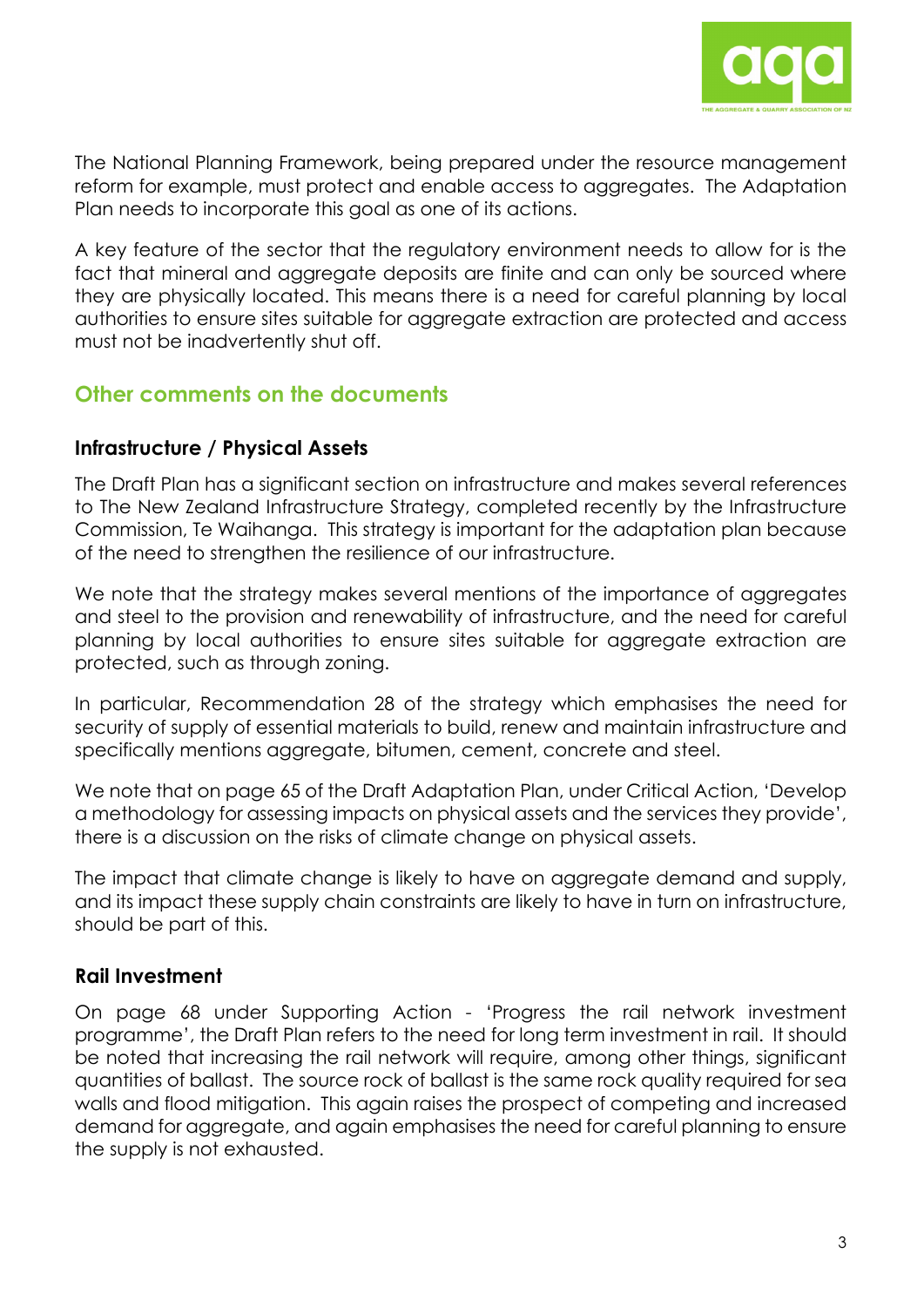The National Planning Framework, being prepared under the resource management reform for example, must protect and enable access to aggregates. The Adaptation Plan needs to incorporate this goal as one of its actions.

A key feature of the sector that the regulatory environment needs to allow for is the fact that mineral and aggregate deposits are finite and can only be sourced where they are physically located. This means there is a need for careful planning by local authorities to ensure sites suitable for aggregate extraction are protected and access must not be inadvertently shut off.

## Other comments on the documents

### Infrastructure / Physical Assets

The Draft Plan has a significant section on infrastructure and makes several references to The New Zealand Infrastructure Strategy, completed recently by the Infrastructure Commission, Te Waihanga. This strategy is important for the adaptation plan because of the need to strengthen the resilience of our infrastructure.

We note that the strategy makes several mentions of the importance of aggregates and steel to the provision and renewability of infrastructure, and the need for careful planning by local authorities to ensure sites suitable for aggregate extraction are protected, such as through zoning.

In particular, Recommendation 28 of the strategy which emphasises the need for security of supply of essential materials to build, renew and maintain infrastructure and specifically mentions aggregate, bitumen, cement, concrete and steel.

We note that on page 65 of the Draft Adaptation Plan, under Critical Action, 'Develop a methodology for assessing impacts on physical assets and the services they provide', there is a discussion on the risks of climate change on physical assets.

The impact that climate change is likely to have on aggregate demand and supply, and its impact these supply chain constraints are likely to have in turn on infrastructure, should be part of this.

### Rail Investment

On page 68 under Supporting Action - 'Progress the rail network investment programme', the Draft Plan refers to the need for long term investment in rail. It should be noted that increasing the rail network will require, among other things, significant quantities of ballast. The source rock of ballast is the same rock quality required for sea walls and flood mitigation. This again raises the prospect of competing and increased demand for aggregate, and again emphasises the need for careful planning to ensure the supply is not exhausted.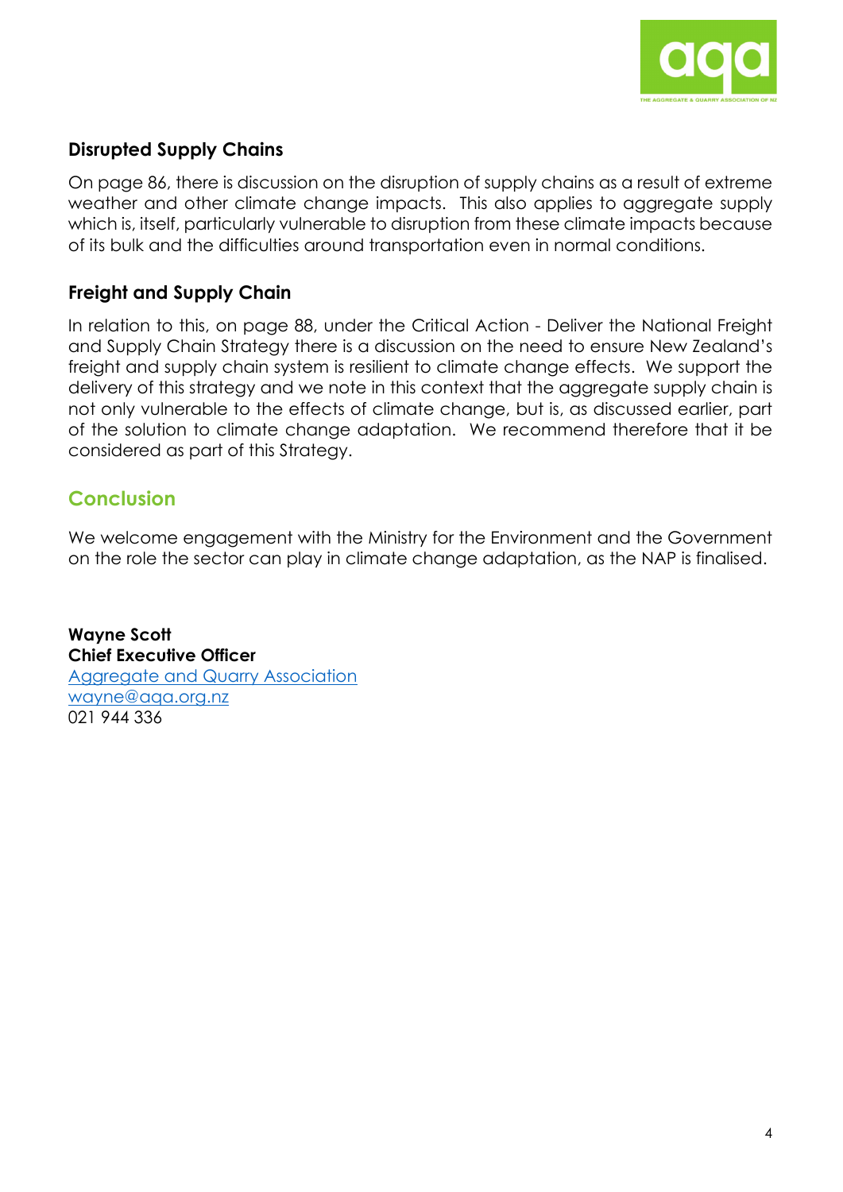### Disrupted Supply Chains

On page 86, there is discussion on the disruption of supply chains as a result of extreme weather and other climate change impacts. This also applies to aggregate supply which is, itself, particularly vulnerable to disruption from these climate impacts because of its bulk and the difficulties around transportation even in normal conditions.

### Freight and Supply Chain

In relation to this, on page 88, under the Critical Action - Deliver the National Freight and Supply Chain Strategy there is a discussion on the need to ensure New Zealand's freight and supply chain system is resilient to climate change effects. We support the delivery of this strategy and we note in this context that the aggregate supply chain is not only vulnerable to the effects of climate change, but is, as discussed earlier, part of the solution to climate change adaptation. We recommend therefore that it be considered as part of this Strategy.

## Conclusion

We welcome engagement with the Ministry for the Environment and the Government on the role the sector can play in climate change adaptation, as the NAP is finalised.

**Wayne Scott**
**Chief Executive Officer**
Aggregate and Quarry Association
wayne@aqa.org.nz
021 944 336